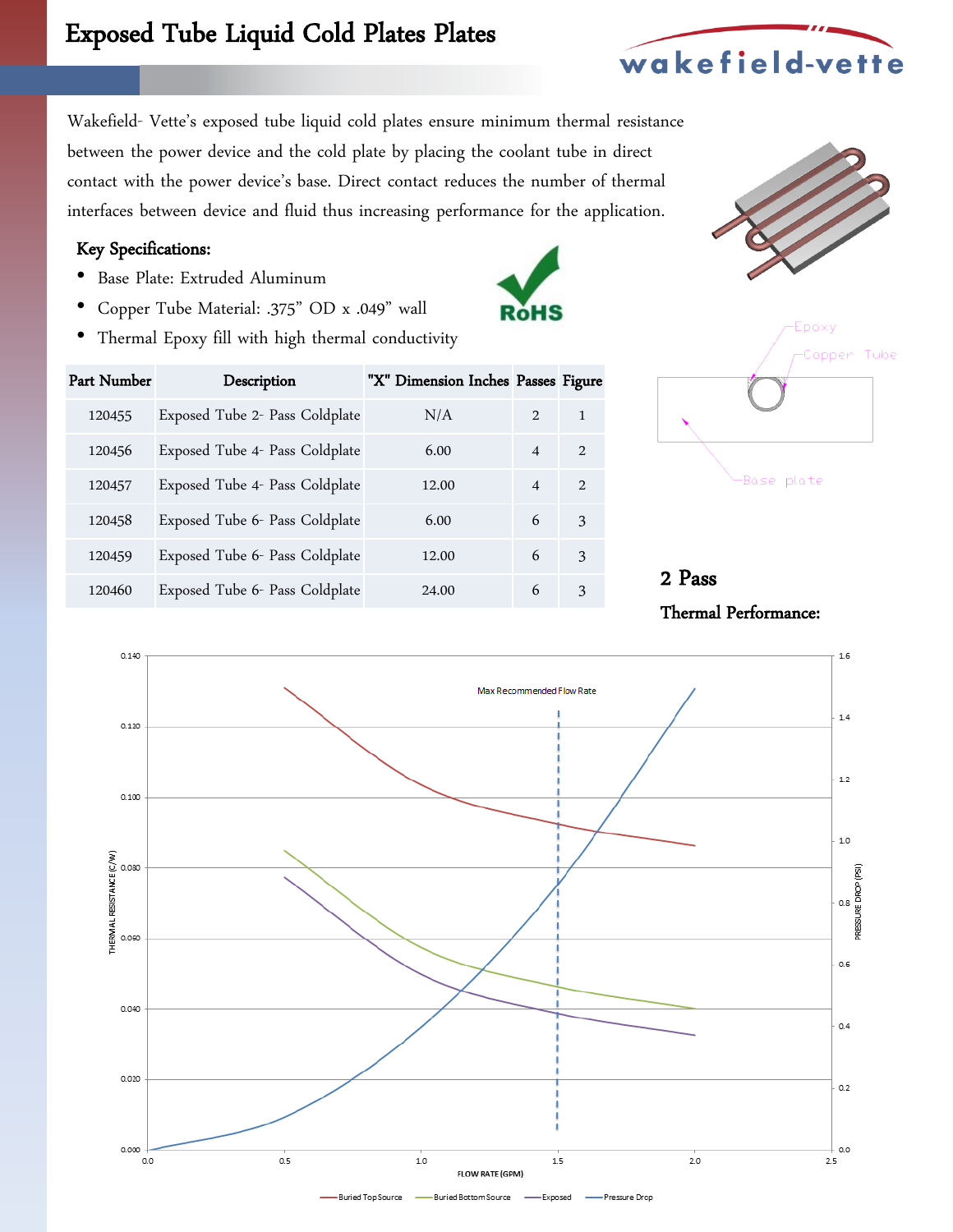# Exposed Tube Liquid Cold Plates Plates

Wakefield- Vette's exposed tube liquid cold plates ensure minimum thermal resistance between the power device and the cold plate by placing the coolant tube in direct contact with the power device's base. Direct contact reduces the number of thermal interfaces between device and fluid thus increasing performance for the application.

**Key Specifications:**

- Base Plate: Extruded Aluminum
- Copper Tube Material: .375" OD x .049" wall
- Thermal Epoxy fill with high thermal conductivity

RoHS

| Part Number | Description | "X" Dimension Inches | Passes | Figure |
|---|---|---|---|---|
| 120455 | Exposed Tube 2- Pass Coldplate | N/A | 2 | 1 |
| 120456 | Exposed Tube 4- Pass Coldplate | 6.00 | 4 | 2 |
| 120457 | Exposed Tube 4- Pass Coldplate | 12.00 | 4 | 2 |
| 120458 | Exposed Tube 6- Pass Coldplate | 6.00 | 6 | 3 |
| 120459 | Exposed Tube 6- Pass Coldplate | 12.00 | 6 | 3 |
| 120460 | Exposed Tube 6- Pass Coldplate | 24.00 | 6 | 3 |

Epoxy
Copper Tube
Base plate

## 2 Pass

**Thermal Performance:**

Max Recommended Flow Rate

THERMAL RESISTANCE (C/W) | PRESSURE DROP (PSI) | FLOW RATE (GPM)

Buried Top Source — Buried Bottom Source — Exposed — Pressure Drop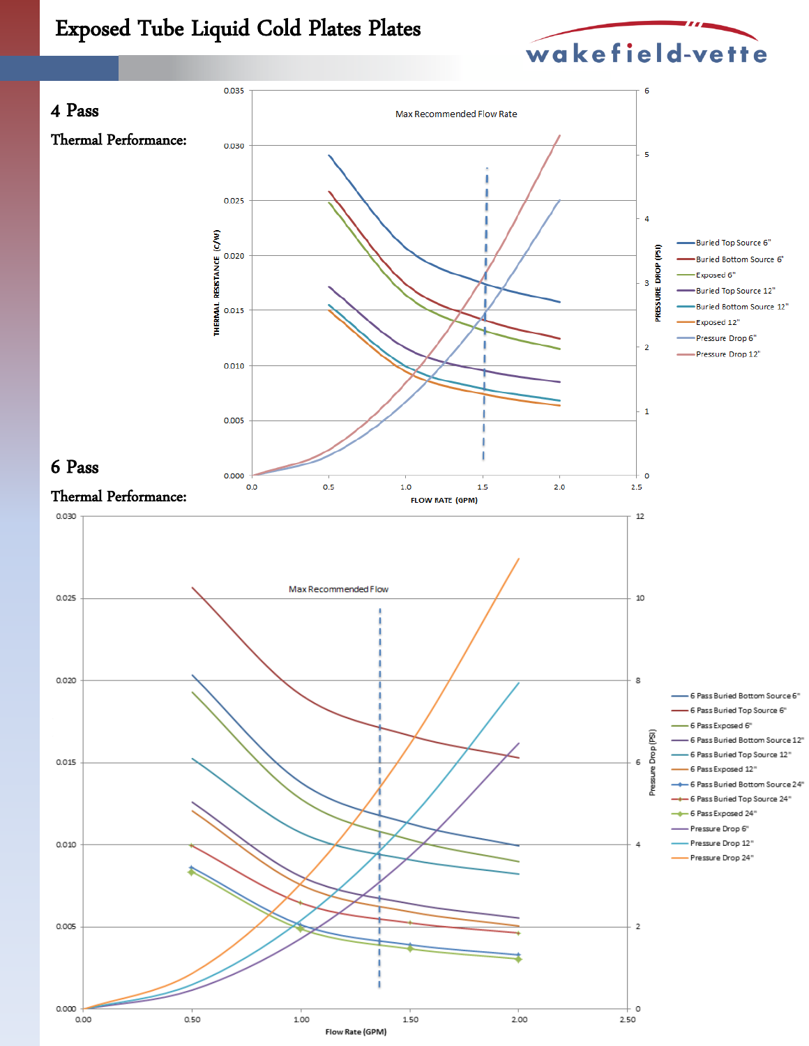# Exposed Tube Liquid Cold Plates Plates

## 4 Pass

**Thermal Performance:**

## 6 Pass

**Thermal Performance:**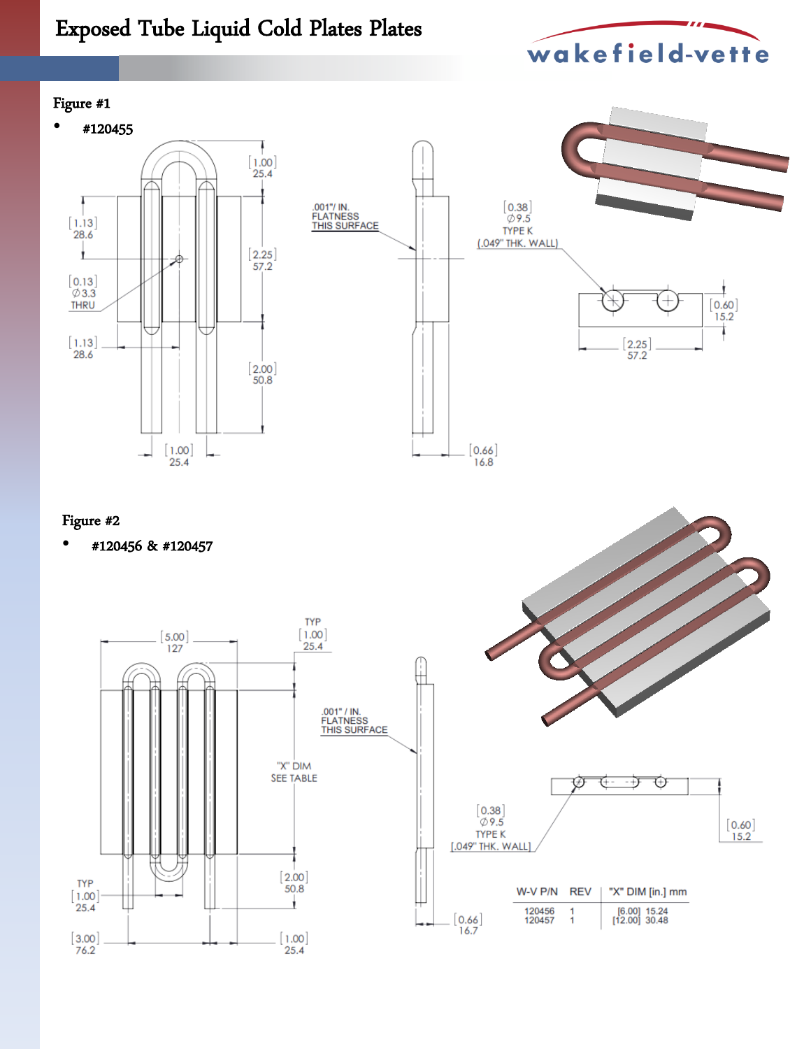# Exposed Tube Liquid Cold Plates Plates

Figure #1

- #120455

[1.00] 25.4

[1.13] 28.6

[2.25] 57.2

[0.13] ∅3.3 THRU

[1.13] 28.6

[2.00] 50.8

[1.00] 25.4

.001"/ IN. FLATNESS THIS SURFACE

[0.66] 16.8

[0.38] ∅9.5 TYPE K (.049" THK. WALL)

[0.60] 15.2

[2.25] 57.2

Figure #2

- #120456 & #120457

[5.00] 127

TYP [1.00] 25.4

"X" DIM SEE TABLE

.001" / IN. FLATNESS THIS SURFACE

[2.00] 50.8

TYP [1.00] 25.4

[3.00] 76.2

[1.00] 25.4

[0.66] 16.7

[0.38] ∅9.5 TYPE K [.049" THK. WALL]

[0.60] 15.2

| W-V P/N | REV | "X" DIM [in.] mm |
|---|---|---|
| 120456 | 1 | [6.00] 15.24 |
| 120457 | 1 | [12.00] 30.48 |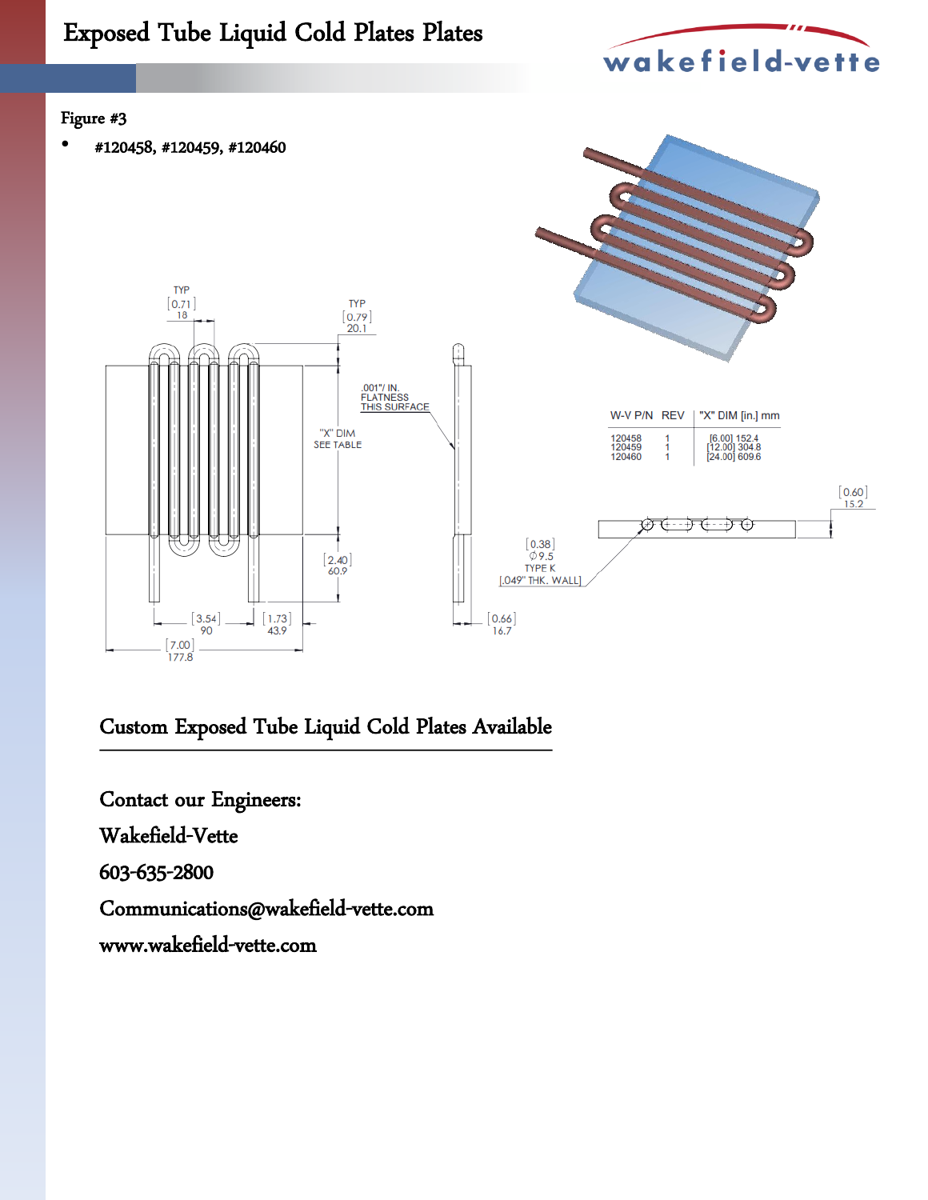# Exposed Tube Liquid Cold Plates Plates

Figure #3

- #120458, #120459, #120460

TYP
[0.71]
18

TYP
[0.79]
20.1

.001"/ IN.
FLATNESS
THIS SURFACE

"X" DIM
SEE TABLE

[2.40]
60.9

[3.54]
90

[1.73]
43.9

[7.00]
177.8

[0.66]
16.7

[0.38]
∅9.5
TYPE K
[.049" THK. WALL]

[0.60]
15.2

| W-V P/N | REV | "X" DIM [in.] mm |
|---|---|---|
| 120458 | 1 | [6.00] 152.4 |
| 120459 | 1 | [12.00] 304.8 |
| 120460 | 1 | [24.00] 609.6 |

## Custom Exposed Tube Liquid Cold Plates Available

Contact our Engineers:

Wakefield-Vette

603-635-2800

Communications@wakefield-vette.com

www.wakefield-vette.com